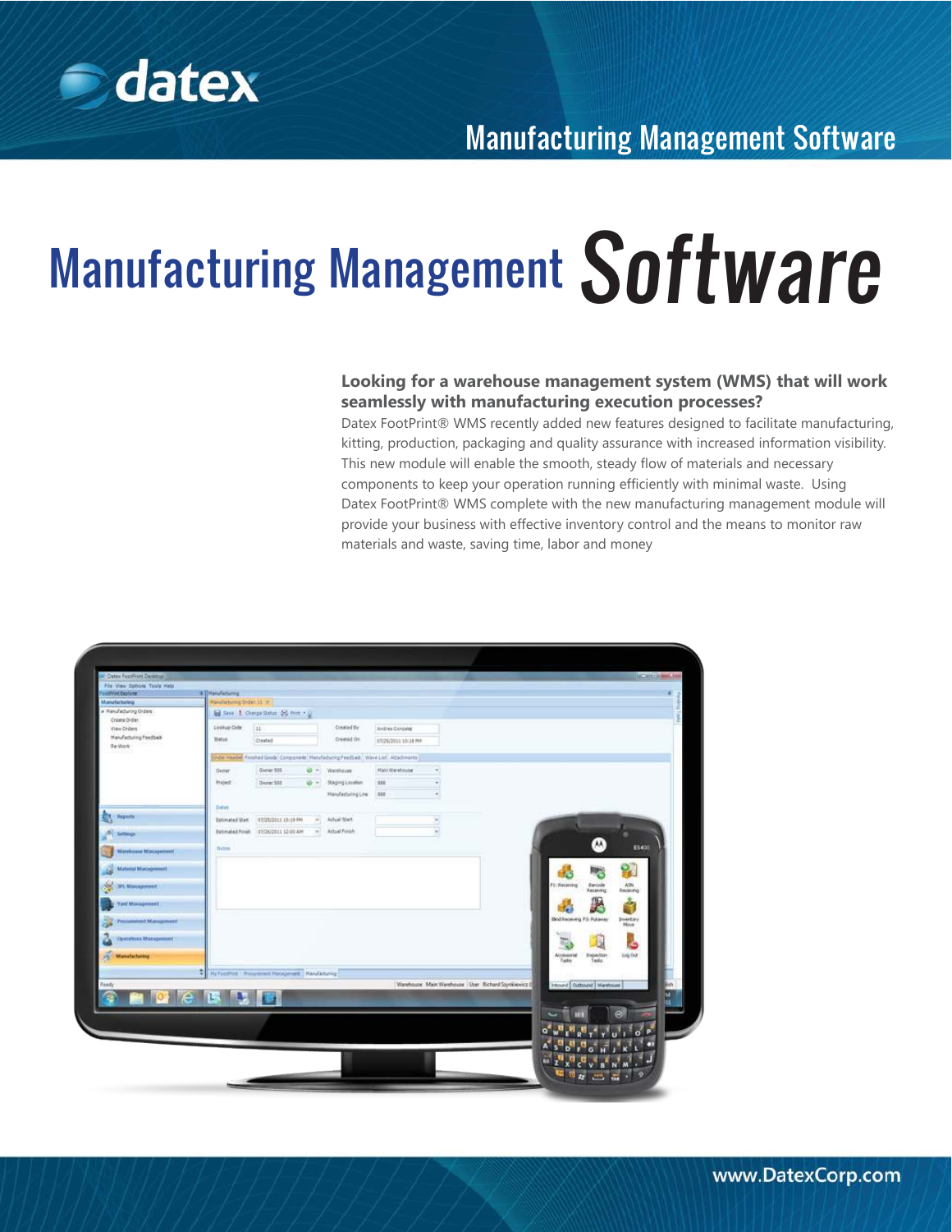# Manufacturing Management Software

**Looking for a warehouse management system (WMS) that will work seamlessly with manufacturing execution processes?**

Datex FootPrint® WMS recently added new features designed to facilitate manufacturing, kitting, production, packaging and quality assurance with increased information visibility. This new module will enable the smooth, steady flow of materials and necessary components to keep your operation running efficiently with minimal waste. Using Datex FootPrint® WMS complete with the new manufacturing management module will provide your business with effective inventory control and the means to monitor raw materials and waste, saving time, labor and money

www.DatexCorp.com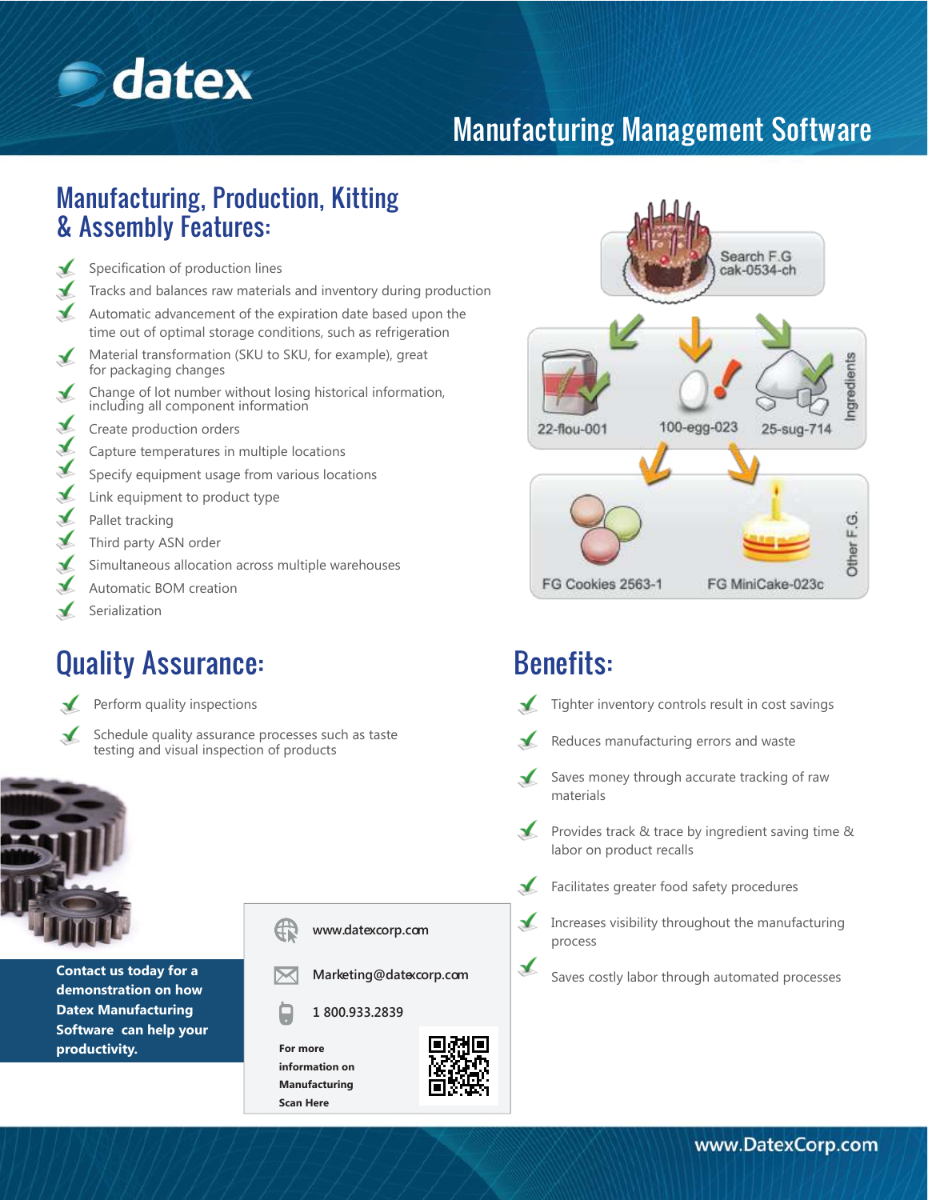# datex

## Manufacturing Management Software

## Manufacturing, Production, Kitting & Assembly Features:

- Specification of production lines
- Tracks and balances raw materials and inventory during production
- Automatic advancement of the expiration date based upon the time out of optimal storage conditions, such as refrigeration
- Material transformation (SKU to SKU, for example), great for packaging changes
- Change of lot number without losing historical information, including all component information
- Create production orders
- Capture temperatures in multiple locations
- Specify equipment usage from various locations
- Link equipment to product type
- Pallet tracking
- Third party ASN order
- Simultaneous allocation across multiple warehouses
- Automatic BOM creation
- Serialization

Search F.G
cak-0534-ch

Ingredients

22-flou-001
100-egg-023
25-sug-714

Other F.G.

FG Cookies 2563-1
FG MiniCake-023c

## Quality Assurance:

- Perform quality inspections
- Schedule quality assurance processes such as taste testing and visual inspection of products

## Benefits:

- Tighter inventory controls result in cost savings
- Reduces manufacturing errors and waste
- Saves money through accurate tracking of raw materials
- Provides track & trace by ingredient saving time & labor on product recalls
- Facilitates greater food safety procedures
- Increases visibility throughout the manufacturing process
- Saves costly labor through automated processes

**Contact us today for a demonstration on how Datex Manufacturing Software can help your productivity.**

www.datexcorp.com

Marketing@datexcorp.com

1 800.933.2839

**For more information on Manufacturing Scan Here**

www.DatexCorp.com